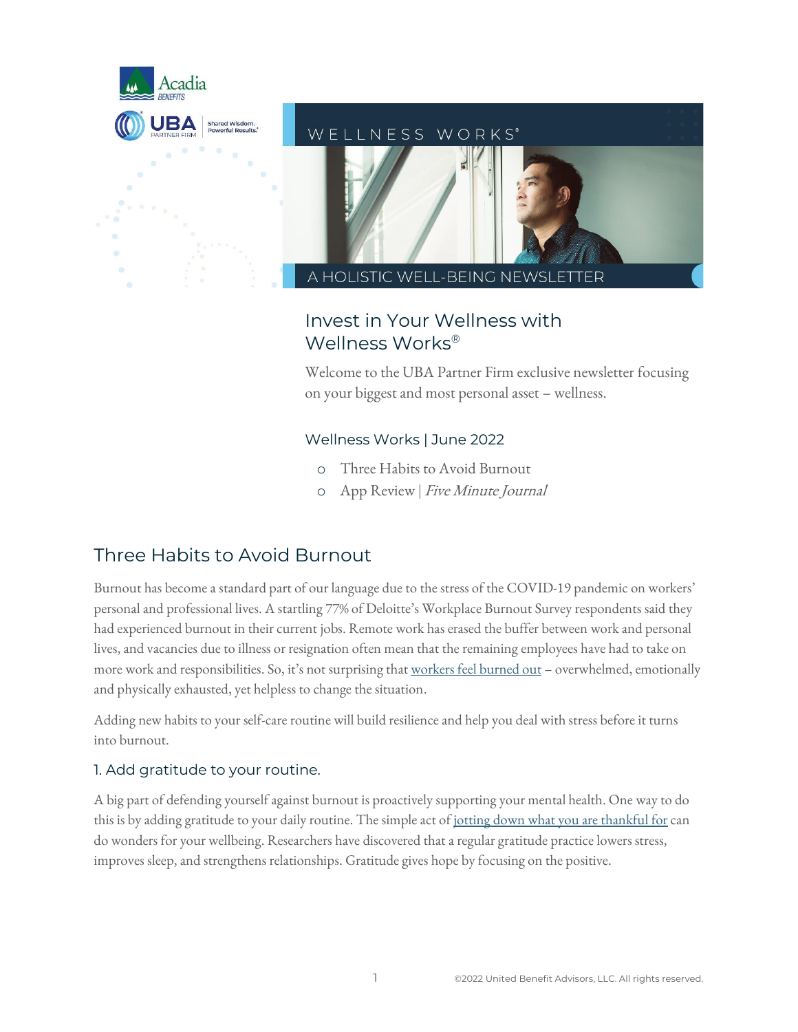Acadia BENEFITS

UBA PARTNER FIRM | Shared Wisdom. Powerful Results.

WELLNESS WORKS®

A HOLISTIC WELL-BEING NEWSLETTER

## Invest in Your Wellness with Wellness Works®

Welcome to the UBA Partner Firm exclusive newsletter focusing on your biggest and most personal asset – wellness.

### Wellness Works | June 2022

- Three Habits to Avoid Burnout
- App Review | *Five Minute Journal*

## Three Habits to Avoid Burnout

Burnout has become a standard part of our language due to the stress of the COVID-19 pandemic on workers' personal and professional lives. A startling 77% of Deloitte's Workplace Burnout Survey respondents said they had experienced burnout in their current jobs. Remote work has erased the buffer between work and personal lives, and vacancies due to illness or resignation often mean that the remaining employees have had to take on more work and responsibilities. So, it's not surprising that workers feel burned out – overwhelmed, emotionally and physically exhausted, yet helpless to change the situation.

Adding new habits to your self-care routine will build resilience and help you deal with stress before it turns into burnout.

### 1. Add gratitude to your routine.

A big part of defending yourself against burnout is proactively supporting your mental health. One way to do this is by adding gratitude to your daily routine. The simple act of jotting down what you are thankful for can do wonders for your wellbeing. Researchers have discovered that a regular gratitude practice lowers stress, improves sleep, and strengthens relationships. Gratitude gives hope by focusing on the positive.

©2022 United Benefit Advisors, LLC. All rights reserved.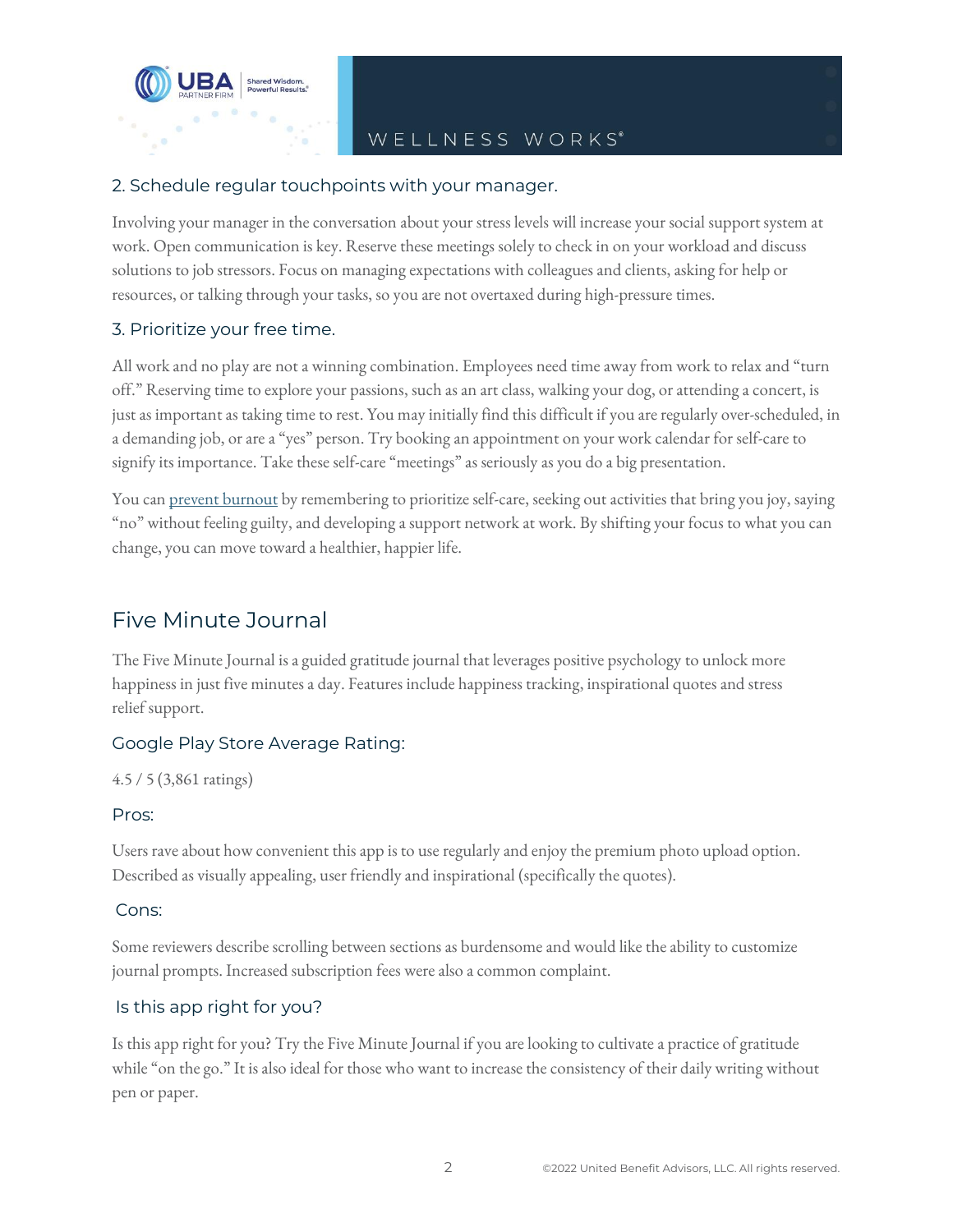### 2. Schedule regular touchpoints with your manager.

Involving your manager in the conversation about your stress levels will increase your social support system at work. Open communication is key. Reserve these meetings solely to check in on your workload and discuss solutions to job stressors. Focus on managing expectations with colleagues and clients, asking for help or resources, or talking through your tasks, so you are not overtaxed during high-pressure times.

### 3. Prioritize your free time.

All work and no play are not a winning combination. Employees need time away from work to relax and "turn off." Reserving time to explore your passions, such as an art class, walking your dog, or attending a concert, is just as important as taking time to rest. You may initially find this difficult if you are regularly over-scheduled, in a demanding job, or are a "yes" person. Try booking an appointment on your work calendar for self-care to signify its importance. Take these self-care "meetings" as seriously as you do a big presentation.

You can prevent burnout by remembering to prioritize self-care, seeking out activities that bring you joy, saying "no" without feeling guilty, and developing a support network at work. By shifting your focus to what you can change, you can move toward a healthier, happier life.

## Five Minute Journal

The Five Minute Journal is a guided gratitude journal that leverages positive psychology to unlock more happiness in just five minutes a day. Features include happiness tracking, inspirational quotes and stress relief support.

### Google Play Store Average Rating:

4.5 / 5 (3,861 ratings)

### Pros:

Users rave about how convenient this app is to use regularly and enjoy the premium photo upload option. Described as visually appealing, user friendly and inspirational (specifically the quotes).

### Cons:

Some reviewers describe scrolling between sections as burdensome and would like the ability to customize journal prompts. Increased subscription fees were also a common complaint.

### Is this app right for you?

Is this app right for you? Try the Five Minute Journal if you are looking to cultivate a practice of gratitude while "on the go." It is also ideal for those who want to increase the consistency of their daily writing without pen or paper.